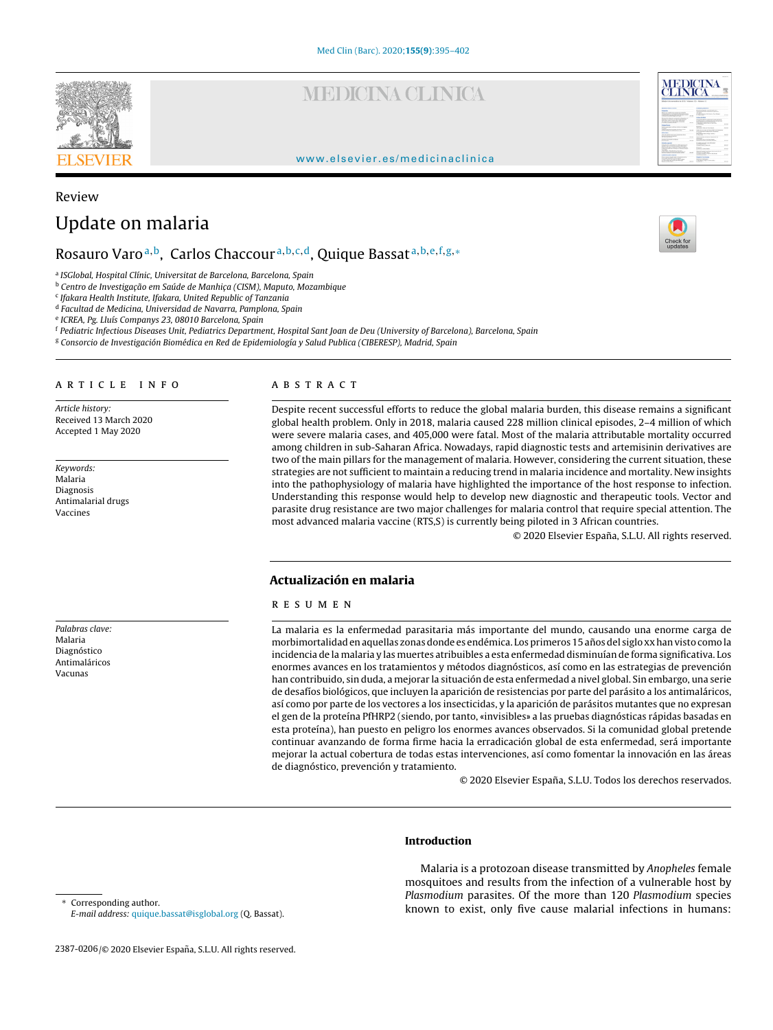Review

# Update on malaria

Rosauro Varo [a,b], Carlos Chaccour [a,b,c,d], Quique Bassat [a,b,e,f,g,*]

[a] ISGlobal, Hospital Clínic, Universitat de Barcelona, Barcelona, Spain
[b] Centro de Investigação em Saúde de Manhiça (CISM), Maputo, Mozambique
[c] Ifakara Health Institute, Ifakara, United Republic of Tanzania
[d] Facultad de Medicina, Universidad de Navarra, Pamplona, Spain
[e] ICREA, Pg. Lluís Companys 23, 08010 Barcelona, Spain
[f] Pediatric Infectious Diseases Unit, Pediatrics Department, Hospital Sant Joan de Deu (University of Barcelona), Barcelona, Spain
[g] Consorcio de Investigación Biomédica en Red de Epidemiología y Salud Publica (CIBERESP), Madrid, Spain

## ARTICLE INFO

*Article history:*
Received 13 March 2020
Accepted 1 May 2020

*Keywords:*
Malaria
Diagnosis
Antimalarial drugs
Vaccines

## ABSTRACT

Despite recent successful efforts to reduce the global malaria burden, this disease remains a significant global health problem. Only in 2018, malaria caused 228 million clinical episodes, 2–4 million of which were severe malaria cases, and 405,000 were fatal. Most of the malaria attributable mortality occurred among children in sub-Saharan Africa. Nowadays, rapid diagnostic tests and artemisinin derivatives are two of the main pillars for the management of malaria. However, considering the current situation, these strategies are not sufficient to maintain a reducing trend in malaria incidence and mortality. New insights into the pathophysiology of malaria have highlighted the importance of the host response to infection. Understanding this response would help to develop new diagnostic and therapeutic tools. Vector and parasite drug resistance are two major challenges for malaria control that require special attention. The most advanced malaria vaccine (RTS,S) is currently being piloted in 3 African countries.

© 2020 Elsevier España, S.L.U. All rights reserved.

## Actualización en malaria

*Palabras clave:*
Malaria
Diagnóstico
Antimaláricos
Vacunas

### RESUMEN

La malaria es la enfermedad parasitaria más importante del mundo, causando una enorme carga de morbimortalidad en aquellas zonas donde es endémica. Los primeros 15 años del siglo xx han visto como la incidencia de la malaria y las muertes atribuibles a esta enfermedad disminuían de forma significativa. Los enormes avances en los tratamientos y métodos diagnósticos, así como en las estrategias de prevención han contribuido, sin duda, a mejorar la situación de esta enfermedad a nivel global. Sin embargo, una serie de desafíos biológicos, que incluyen la aparición de resistencias por parte del parásito a los antimaláricos, así como por parte de los vectores a los insecticidas, y la aparición de parásitos mutantes que no expresan el gen de la proteína PfHRP2 (siendo, por tanto, «invisibles» a las pruebas diagnósticas rápidas basadas en esta proteína), han puesto en peligro los enormes avances observados. Si la comunidad global pretende continuar avanzando de forma firme hacia la erradicación global de esta enfermedad, será importante mejorar la actual cobertura de todas estas intervenciones, así como fomentar la innovación en las áreas de diagnóstico, prevención y tratamiento.

© 2020 Elsevier España, S.L.U. Todos los derechos reservados.

## Introduction

Malaria is a protozoan disease transmitted by *Anopheles* female mosquitoes and results from the infection of a vulnerable host by *Plasmodium* parasites. Of the more than 120 *Plasmodium* species known to exist, only five cause malarial infections in humans:

* Corresponding author.
*E-mail address:* quique.bassat@isglobal.org (Q. Bassat).

2387-0206/© 2020 Elsevier España, S.L.U. All rights reserved.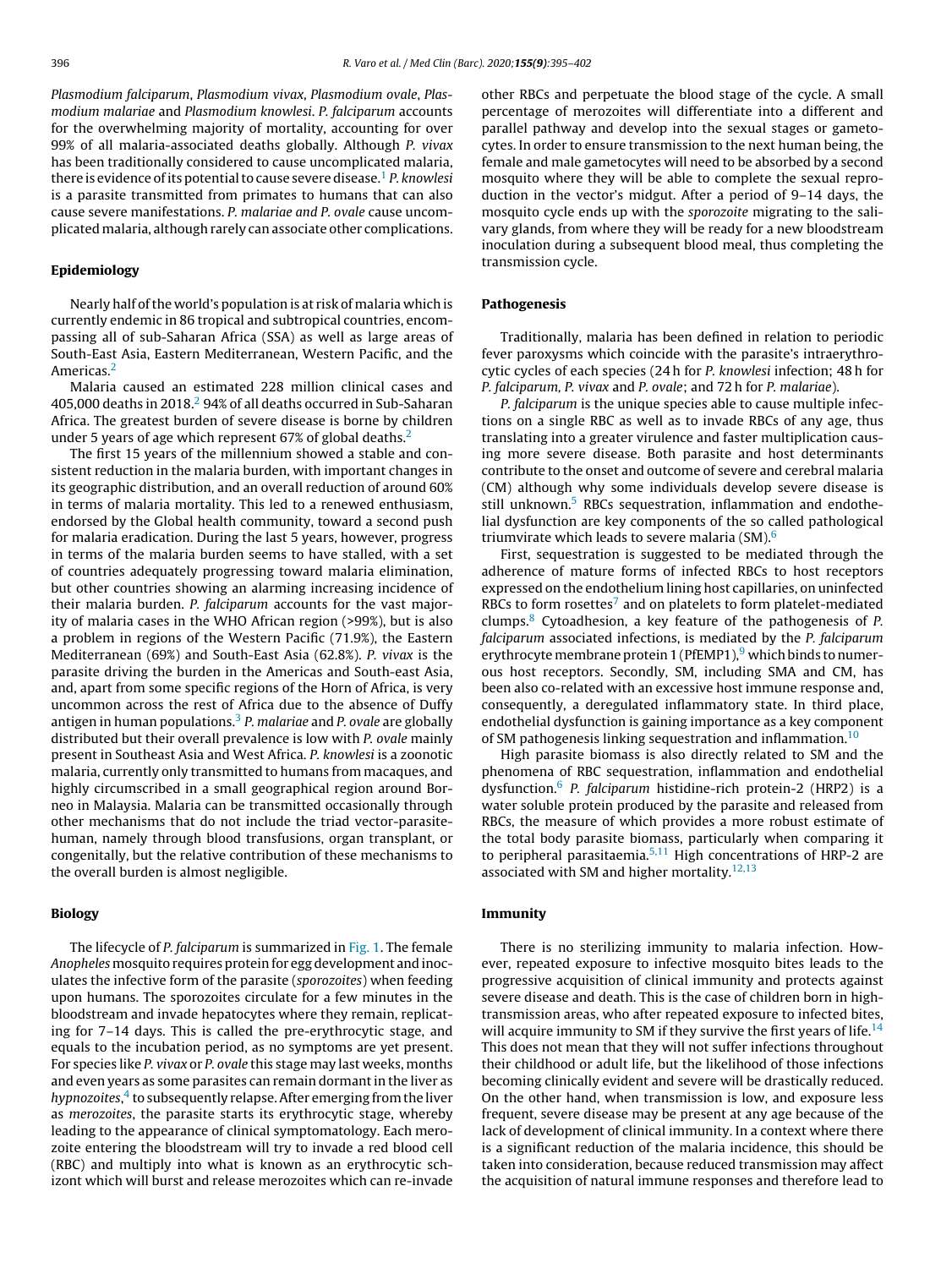*Plasmodium falciparum*, *Plasmodium vivax*, *Plasmodium ovale*, *Plasmodium malariae* and *Plasmodium knowlesi*. *P. falciparum* accounts for the overwhelming majority of mortality, accounting for over 99% of all malaria-associated deaths globally. Although *P. vivax* has been traditionally considered to cause uncomplicated malaria, there is evidence of its potential to cause severe disease.[1] *P. knowlesi* is a parasite transmitted from primates to humans that can also cause severe manifestations. *P. malariae and P. ovale* cause uncomplicated malaria, although rarely can associate other complications.

## Epidemiology

Nearly half of the world's population is at risk of malaria which is currently endemic in 86 tropical and subtropical countries, encompassing all of sub-Saharan Africa (SSA) as well as large areas of South-East Asia, Eastern Mediterranean, Western Pacific, and the Americas.[2]

Malaria caused an estimated 228 million clinical cases and 405,000 deaths in 2018.[2] 94% of all deaths occurred in Sub-Saharan Africa. The greatest burden of severe disease is borne by children under 5 years of age which represent 67% of global deaths.[2]

The first 15 years of the millennium showed a stable and consistent reduction in the malaria burden, with important changes in its geographic distribution, and an overall reduction of around 60% in terms of malaria mortality. This led to a renewed enthusiasm, endorsed by the Global health community, toward a second push for malaria eradication. During the last 5 years, however, progress in terms of the malaria burden seems to have stalled, with a set of countries adequately progressing toward malaria elimination, but other countries showing an alarming increasing incidence of their malaria burden. *P. falciparum* accounts for the vast majority of malaria cases in the WHO African region (>99%), but is also a problem in regions of the Western Pacific (71.9%), the Eastern Mediterranean (69%) and South-East Asia (62.8%). *P. vivax* is the parasite driving the burden in the Americas and South-east Asia, and, apart from some specific regions of the Horn of Africa, is very uncommon across the rest of Africa due to the absence of Duffy antigen in human populations.[3] *P. malariae* and *P. ovale* are globally distributed but their overall prevalence is low with *P. ovale* mainly present in Southeast Asia and West Africa. *P. knowlesi* is a zoonotic malaria, currently only transmitted to humans from macaques, and highly circumscribed in a small geographical region around Borneo in Malaysia. Malaria can be transmitted occasionally through other mechanisms that do not include the triad vector-parasite-human, namely through blood transfusions, organ transplant, or congenitally, but the relative contribution of these mechanisms to the overall burden is almost negligible.

## Biology

The lifecycle of *P. falciparum* is summarized in Fig. 1. The female *Anopheles* mosquito requires protein for egg development and inoculates the infective form of the parasite (*sporozoites*) when feeding upon humans. The sporozoites circulate for a few minutes in the bloodstream and invade hepatocytes where they remain, replicating for 7–14 days. This is called the pre-erythrocytic stage, and equals to the incubation period, as no symptoms are yet present. For species like *P. vivax* or *P. ovale* this stage may last weeks, months and even years as some parasites can remain dormant in the liver as *hypnozoites*,[4] to subsequently relapse. After emerging from the liver as *merozoites*, the parasite starts its erythrocytic stage, whereby leading to the appearance of clinical symptomatology. Each merozoite entering the bloodstream will try to invade a red blood cell (RBC) and multiply into what is known as an erythrocytic schizont which will burst and release merozoites which can re-invade other RBCs and perpetuate the blood stage of the cycle. A small percentage of merozoites will differentiate into a different and parallel pathway and develop into the sexual stages or gametocytes. In order to ensure transmission to the next human being, the female and male gametocytes will need to be absorbed by a second mosquito where they will be able to complete the sexual reproduction in the vector's midgut. After a period of 9–14 days, the mosquito cycle ends up with the *sporozoite* migrating to the salivary glands, from where they will be ready for a new bloodstream inoculation during a subsequent blood meal, thus completing the transmission cycle.

## Pathogenesis

Traditionally, malaria has been defined in relation to periodic fever paroxysms which coincide with the parasite's intraerythrocytic cycles of each species (24 h for *P. knowlesi* infection; 48 h for *P. falciparum, P. vivax* and *P. ovale*; and 72 h for *P. malariae*).

*P. falciparum* is the unique species able to cause multiple infections on a single RBC as well as to invade RBCs of any age, thus translating into a greater virulence and faster multiplication causing more severe disease. Both parasite and host determinants contribute to the onset and outcome of severe and cerebral malaria (CM) although why some individuals develop severe disease is still unknown.[5] RBCs sequestration, inflammation and endothelial dysfunction are key components of the so called pathological triumvirate which leads to severe malaria (SM).[6]

First, sequestration is suggested to be mediated through the adherence of mature forms of infected RBCs to host receptors expressed on the endothelium lining host capillaries, on uninfected RBCs to form rosettes[7] and on platelets to form platelet-mediated clumps.[8] Cytoadhesion, a key feature of the pathogenesis of *P. falciparum* associated infections, is mediated by the *P. falciparum* erythrocyte membrane protein 1 (PfEMP1),[9] which binds to numerous host receptors. Secondly, SM, including SMA and CM, has been also co-related with an excessive host immune response and, consequently, a deregulated inflammatory state. In third place, endothelial dysfunction is gaining importance as a key component of SM pathogenesis linking sequestration and inflammation.[10]

High parasite biomass is also directly related to SM and the phenomena of RBC sequestration, inflammation and endothelial dysfunction.[6] *P. falciparum* histidine-rich protein-2 (HRP2) is a water soluble protein produced by the parasite and released from RBCs, the measure of which provides a more robust estimate of the total body parasite biomass, particularly when comparing it to peripheral parasitaemia.[5,11] High concentrations of HRP-2 are associated with SM and higher mortality.[12,13]

## Immunity

There is no sterilizing immunity to malaria infection. However, repeated exposure to infective mosquito bites leads to the progressive acquisition of clinical immunity and protects against severe disease and death. This is the case of children born in high-transmission areas, who after repeated exposure to infected bites, will acquire immunity to SM if they survive the first years of life.[14] This does not mean that they will not suffer infections throughout their childhood or adult life, but the likelihood of those infections becoming clinically evident and severe will be drastically reduced. On the other hand, when transmission is low, and exposure less frequent, severe disease may be present at any age because of the lack of development of clinical immunity. In a context where there is a significant reduction of the malaria incidence, this should be taken into consideration, because reduced transmission may affect the acquisition of natural immune responses and therefore lead to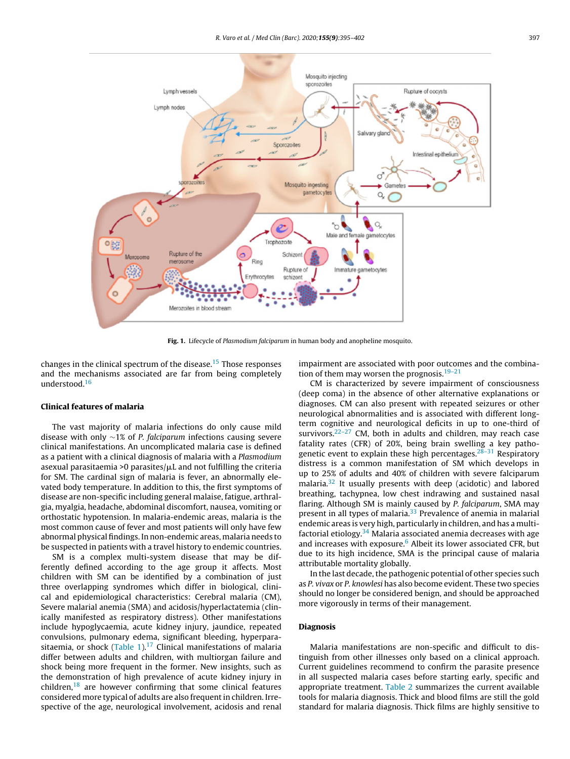**Fig. 1.** Lifecycle of *Plasmodium falciparum* in human body and anopheline mosquito.

changes in the clinical spectrum of the disease.[15] Those responses and the mechanisms associated are far from being completely understood.[16]

## Clinical features of malaria

The vast majority of malaria infections do only cause mild disease with only ~1% of *P. falciparum* infections causing severe clinical manifestations. An uncomplicated malaria case is defined as a patient with a clinical diagnosis of malaria with a *Plasmodium* asexual parasitaemia >0 parasites/μL and not fulfilling the criteria for SM. The cardinal sign of malaria is fever, an abnormally elevated body temperature. In addition to this, the first symptoms of disease are non-specific including general malaise, fatigue, arthralgia, myalgia, headache, abdominal discomfort, nausea, vomiting or orthostatic hypotension. In malaria-endemic areas, malaria is the most common cause of fever and most patients will only have few abnormal physical findings. In non-endemic areas, malaria needs to be suspected in patients with a travel history to endemic countries.

SM is a complex multi-system disease that may be differently defined according to the age group it affects. Most children with SM can be identified by a combination of just three overlapping syndromes which differ in biological, clinical and epidemiological characteristics: Cerebral malaria (CM), Severe malarial anemia (SMA) and acidosis/hyperlactatemia (clinically manifested as respiratory distress). Other manifestations include hypoglycaemia, acute kidney injury, jaundice, repeated convulsions, pulmonary edema, significant bleeding, hyperparasitaemia, or shock (Table 1).[17] Clinical manifestations of malaria differ between adults and children, with multiorgan failure and shock being more frequent in the former. New insights, such as the demonstration of high prevalence of acute kidney injury in children,[18] are however confirming that some clinical features considered more typical of adults are also frequent in children. Irrespective of the age, neurological involvement, acidosis and renal impairment are associated with poor outcomes and the combination of them may worsen the prognosis.[19–21]

CM is characterized by severe impairment of consciousness (deep coma) in the absence of other alternative explanations or diagnoses. CM can also present with repeated seizures or other neurological abnormalities and is associated with different long-term cognitive and neurological deficits in up to one-third of survivors.[22–27] CM, both in adults and children, may reach case fatality rates (CFR) of 20%, being brain swelling a key pathogenetic event to explain these high percentages.[28–31] Respiratory distress is a common manifestation of SM which develops in up to 25% of adults and 40% of children with severe falciparum malaria.[32] It usually presents with deep (acidotic) and labored breathing, tachypnea, low chest indrawing and sustained nasal flaring. Although SM is mainly caused by *P. falciparum*, SMA may present in all types of malaria.[33] Prevalence of anemia in malarial endemic areas is very high, particularly in children, and has a multifactorial etiology.[34] Malaria associated anemia decreases with age and increases with exposure.[6] Albeit its lower associated CFR, but due to its high incidence, SMA is the principal cause of malaria attributable mortality globally.

In the last decade, the pathogenic potential of other species such as *P. vivax* or *P. knowlesi* has also become evident. These two species should no longer be considered benign, and should be approached more vigorously in terms of their management.

## Diagnosis

Malaria manifestations are non-specific and difficult to distinguish from other illnesses only based on a clinical approach. Current guidelines recommend to confirm the parasite presence in all suspected malaria cases before starting early, specific and appropriate treatment. Table 2 summarizes the current available tools for malaria diagnosis. Thick and blood films are still the gold standard for malaria diagnosis. Thick films are highly sensitive to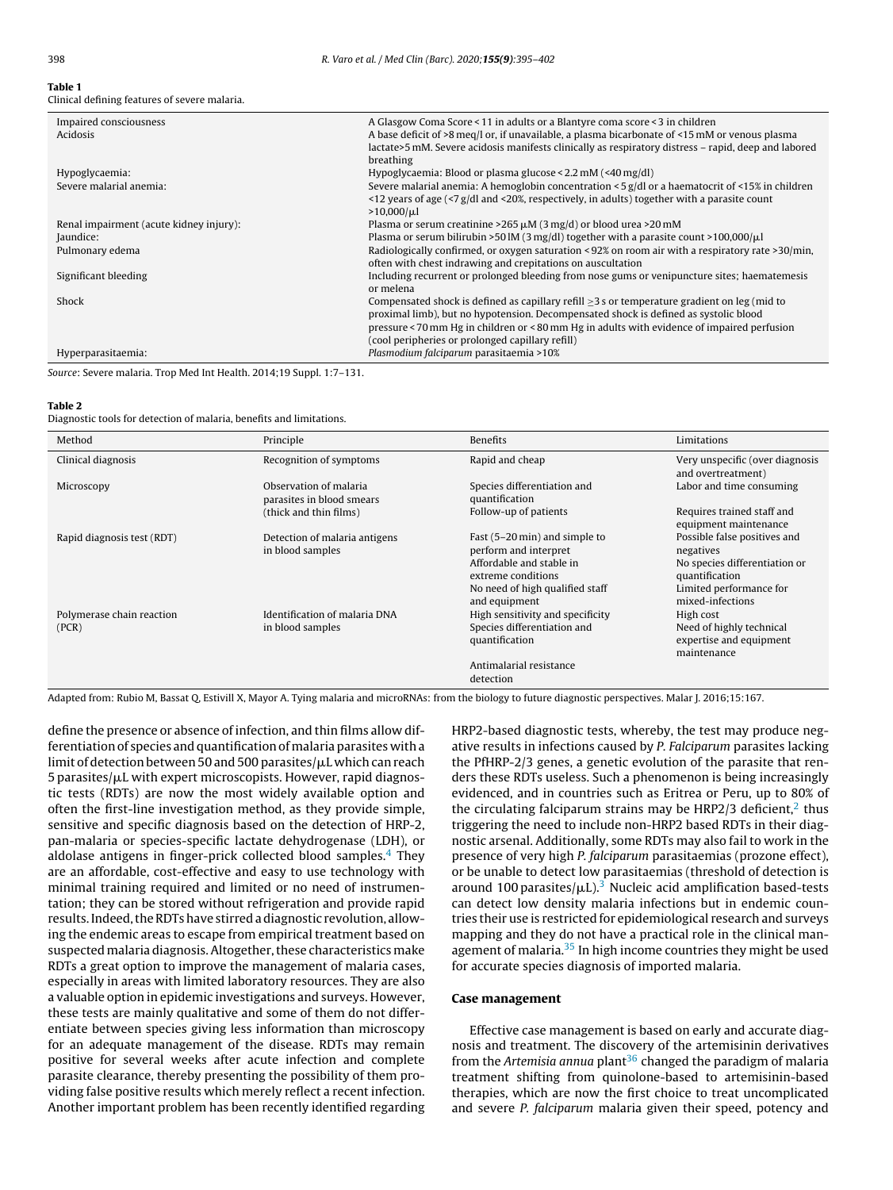**Table 1**
Clinical defining features of severe malaria.

| | |
|---|---|
| Impaired consciousness | A Glasgow Coma Score < 11 in adults or a Blantyre coma score < 3 in children |
| Acidosis | A base deficit of >8 meq/l or, if unavailable, a plasma bicarbonate of <15 mM or venous plasma lactate>5 mM. Severe acidosis manifests clinically as respiratory distress – rapid, deep and labored breathing |
| Hypoglycaemia: | Hypoglycaemia: Blood or plasma glucose < 2.2 mM (<40 mg/dl) |
| Severe malarial anemia: | Severe malarial anemia: A hemoglobin concentration < 5 g/dl or a haematocrit of <15% in children <12 years of age (<7 g/dl and <20%, respectively, in adults) together with a parasite count >10,000/μl |
| Renal impairment (acute kidney injury): | Plasma or serum creatinine >265 μM (3 mg/d) or blood urea >20 mM |
| Jaundice: | Plasma or serum bilirubin >50 lM (3 mg/dl) together with a parasite count >100,000/μl |
| Pulmonary edema | Radiologically confirmed, or oxygen saturation < 92% on room air with a respiratory rate >30/min, often with chest indrawing and crepitations on auscultation |
| Significant bleeding | Including recurrent or prolonged bleeding from nose gums or venipuncture sites; haematemesis or melena |
| Shock | Compensated shock is defined as capillary refill ≥3 s or temperature gradient on leg (mid to proximal limb), but no hypotension. Decompensated shock is defined as systolic blood pressure < 70 mm Hg in children or < 80 mm Hg in adults with evidence of impaired perfusion (cool peripheries or prolonged capillary refill) |
| Hyperparasitaemia: | *Plasmodium falciparum* parasitaemia >10% |

*Source*: Severe malaria. Trop Med Int Health. 2014;19 Suppl. 1:7–131.

**Table 2**
Diagnostic tools for detection of malaria, benefits and limitations.

| Method | Principle | Benefits | Limitations |
|---|---|---|---|
| Clinical diagnosis | Recognition of symptoms | Rapid and cheap | Very unspecific (over diagnosis and overtreatment) |
| Microscopy | Observation of malaria parasites in blood smears (thick and thin films) | Species differentiation and quantification<br>Follow-up of patients | Labor and time consuming<br>Requires trained staff and equipment maintenance |
| Rapid diagnosis test (RDT) | Detection of malaria antigens in blood samples | Fast (5–20 min) and simple to perform and interpret<br>Affordable and stable in extreme conditions<br>No need of high qualified staff and equipment | Possible false positives and negatives<br>No species differentiation or quantification<br>Limited performance for mixed-infections |
| Polymerase chain reaction (PCR) | Identification of malaria DNA in blood samples | High sensitivity and specificity<br>Species differentiation and quantification<br>Antimalarial resistance detection | High cost<br>Need of highly technical expertise and equipment maintenance |

Adapted from: Rubio M, Bassat Q, Estivill X, Mayor A. Tying malaria and microRNAs: from the biology to future diagnostic perspectives. Malar J. 2016;15:167.

define the presence or absence of infection, and thin films allow differentiation of species and quantification of malaria parasites with a limit of detection between 50 and 500 parasites/μL which can reach 5 parasites/μL with expert microscopists. However, rapid diagnostic tests (RDTs) are now the most widely available option and often the first-line investigation method, as they provide simple, sensitive and specific diagnosis based on the detection of HRP-2, pan-malaria or species-specific lactate dehydrogenase (LDH), or aldolase antigens in finger-prick collected blood samples.[4] They are an affordable, cost-effective and easy to use technology with minimal training required and limited or no need of instrumentation; they can be stored without refrigeration and provide rapid results. Indeed, the RDTs have stirred a diagnostic revolution, allowing the endemic areas to escape from empirical treatment based on suspected malaria diagnosis. Altogether, these characteristics make RDTs a great option to improve the management of malaria cases, especially in areas with limited laboratory resources. They are also a valuable option in epidemic investigations and surveys. However, these tests are mainly qualitative and some of them do not differentiate between species giving less information than microscopy for an adequate management of the disease. RDTs may remain positive for several weeks after acute infection and complete parasite clearance, thereby presenting the possibility of them providing false positive results which merely reflect a recent infection. Another important problem has been recently identified regarding HRP2-based diagnostic tests, whereby, the test may produce negative results in infections caused by *P. Falciparum* parasites lacking the PfHRP-2/3 genes, a genetic evolution of the parasite that renders these RDTs useless. Such a phenomenon is being increasingly evidenced, and in countries such as Eritrea or Peru, up to 80% of the circulating falciparum strains may be HRP2/3 deficient,[2] thus triggering the need to include non-HRP2 based RDTs in their diagnostic arsenal. Additionally, some RDTs may also fail to work in the presence of very high *P. falciparum* parasitaemias (prozone effect), or be unable to detect low parasitaemias (threshold of detection is around 100 parasites/μL).[3] Nucleic acid amplification based-tests can detect low density malaria infections but in endemic countries their use is restricted for epidemiological research and surveys mapping and they do not have a practical role in the clinical management of malaria.[35] In high income countries they might be used for accurate species diagnosis of imported malaria.

## Case management

Effective case management is based on early and accurate diagnosis and treatment. The discovery of the artemisinin derivatives from the *Artemisia annua* plant[36] changed the paradigm of malaria treatment shifting from quinolone-based to artemisinin-based therapies, which are now the first choice to treat uncomplicated and severe *P. falciparum* malaria given their speed, potency and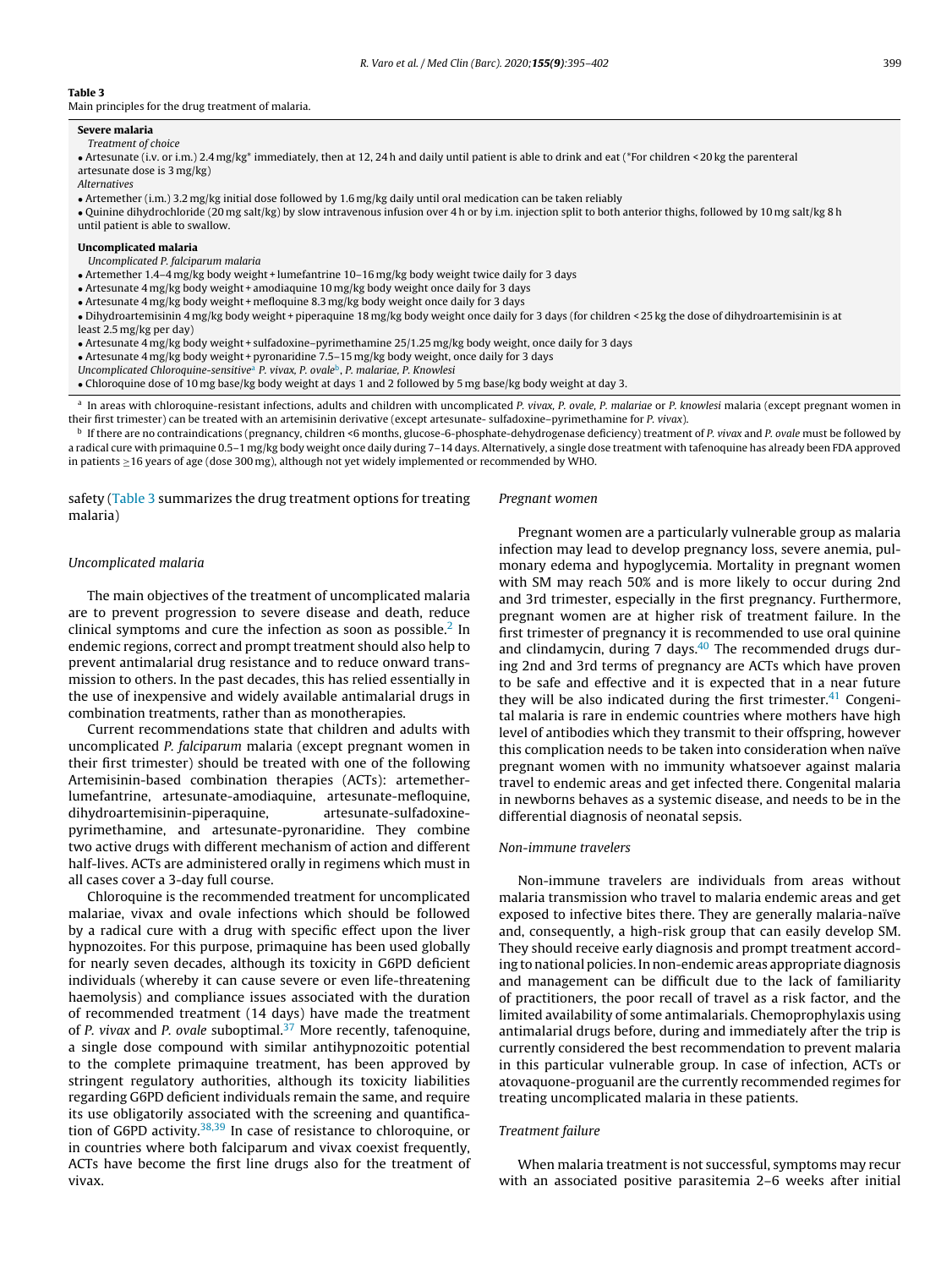**Table 3**
Main principles for the drug treatment of malaria.

**Severe malaria**

*Treatment of choice*

- Artesunate (i.v. or i.m.) 2.4 mg/kg* immediately, then at 12, 24 h and daily until patient is able to drink and eat (*For children < 20 kg the parenteral artesunate dose is 3 mg/kg)

*Alternatives*

- Artemether (i.m.) 3.2 mg/kg initial dose followed by 1.6 mg/kg daily until oral medication can be taken reliably
- Quinine dihydrochloride (20 mg salt/kg) by slow intravenous infusion over 4 h or by i.m. injection split to both anterior thighs, followed by 10 mg salt/kg 8 h until patient is able to swallow.

**Uncomplicated malaria**

*Uncomplicated P. falciparum malaria*

- Artemether 1.4–4 mg/kg body weight + lumefantrine 10–16 mg/kg body weight twice daily for 3 days
- Artesunate 4 mg/kg body weight + amodiaquine 10 mg/kg body weight once daily for 3 days
- Artesunate 4 mg/kg body weight + mefloquine 8.3 mg/kg body weight once daily for 3 days
- Dihydroartemisinin 4 mg/kg body weight + piperaquine 18 mg/kg body weight once daily for 3 days (for children < 25 kg the dose of dihydroartemisinin is at least 2.5 mg/kg per day)
- Artesunate 4 mg/kg body weight + sulfadoxine–pyrimethamine 25/1.25 mg/kg body weight, once daily for 3 days
- Artesunate 4 mg/kg body weight + pyronaridine 7.5–15 mg/kg body weight, once daily for 3 days

*Uncomplicated Chloroquine-sensitive[a] P. vivax, P. ovale[b], P. malariae, P. Knowlesi*

- Chloroquine dose of 10 mg base/kg body weight at days 1 and 2 followed by 5 mg base/kg body weight at day 3.

[a] In areas with chloroquine-resistant infections, adults and children with uncomplicated *P. vivax, P. ovale, P. malariae* or *P. knowlesi* malaria (except pregnant women in their first trimester) can be treated with an artemisinin derivative (except artesunate- sulfadoxine–pyrimethamine for *P. vivax*).

[b] If there are no contraindications (pregnancy, children <6 months, glucose-6-phosphate-dehydrogenase deficiency) treatment of *P. vivax* and *P. ovale* must be followed by a radical cure with primaquine 0.5–1 mg/kg body weight once daily during 7–14 days. Alternatively, a single dose treatment with tafenoquine has already been FDA approved in patients ≥16 years of age (dose 300 mg), although not yet widely implemented or recommended by WHO.

safety (Table 3 summarizes the drug treatment options for treating malaria)

### Uncomplicated malaria

The main objectives of the treatment of uncomplicated malaria are to prevent progression to severe disease and death, reduce clinical symptoms and cure the infection as soon as possible.[2] In endemic regions, correct and prompt treatment should also help to prevent antimalarial drug resistance and to reduce onward transmission to others. In the past decades, this has relied essentially in the use of inexpensive and widely available antimalarial drugs in combination treatments, rather than as monotherapies.

Current recommendations state that children and adults with uncomplicated *P. falciparum* malaria (except pregnant women in their first trimester) should be treated with one of the following Artemisinin-based combination therapies (ACTs): artemether-lumefantrine, artesunate-amodiaquine, artesunate-mefloquine, dihydroartemisinin-piperaquine, artesunate-sulfadoxine-pyrimethamine, and artesunate-pyronaridine. They combine two active drugs with different mechanism of action and different half-lives. ACTs are administered orally in regimens which must in all cases cover a 3-day full course.

Chloroquine is the recommended treatment for uncomplicated malariae, vivax and ovale infections which should be followed by a radical cure with a drug with specific effect upon the liver hypnozoites. For this purpose, primaquine has been used globally for nearly seven decades, although its toxicity in G6PD deficient individuals (whereby it can cause severe or even life-threatening haemolysis) and compliance issues associated with the duration of recommended treatment (14 days) have made the treatment of *P. vivax* and *P. ovale* suboptimal.[37] More recently, tafenoquine, a single dose compound with similar antihypnozoitic potential to the complete primaquine treatment, has been approved by stringent regulatory authorities, although its toxicity liabilities regarding G6PD deficient individuals remain the same, and require its use obligatorily associated with the screening and quantification of G6PD activity.[38,39] In case of resistance to chloroquine, or in countries where both falciparum and vivax coexist frequently, ACTs have become the first line drugs also for the treatment of vivax.

### Pregnant women

Pregnant women are a particularly vulnerable group as malaria infection may lead to develop pregnancy loss, severe anemia, pulmonary edema and hypoglycemia. Mortality in pregnant women with SM may reach 50% and is more likely to occur during 2nd and 3rd trimester, especially in the first pregnancy. Furthermore, pregnant women are at higher risk of treatment failure. In the first trimester of pregnancy it is recommended to use oral quinine and clindamycin, during 7 days.[40] The recommended drugs during 2nd and 3rd terms of pregnancy are ACTs which have proven to be safe and effective and it is expected that in a near future they will be also indicated during the first trimester.[41] Congenital malaria is rare in endemic countries where mothers have high level of antibodies which they transmit to their offspring, however this complication needs to be taken into consideration when naïve pregnant women with no immunity whatsoever against malaria travel to endemic areas and get infected there. Congenital malaria in newborns behaves as a systemic disease, and needs to be in the differential diagnosis of neonatal sepsis.

### Non-immune travelers

Non-immune travelers are individuals from areas without malaria transmission who travel to malaria endemic areas and get exposed to infective bites there. They are generally malaria-naïve and, consequently, a high-risk group that can easily develop SM. They should receive early diagnosis and prompt treatment according to national policies. In non-endemic areas appropriate diagnosis and management can be difficult due to the lack of familiarity of practitioners, the poor recall of travel as a risk factor, and the limited availability of some antimalarials. Chemoprophylaxis using antimalarial drugs before, during and immediately after the trip is currently considered the best recommendation to prevent malaria in this particular vulnerable group. In case of infection, ACTs or atovaquone-proguanil are the currently recommended regimes for treating uncomplicated malaria in these patients.

### Treatment failure

When malaria treatment is not successful, symptoms may recur with an associated positive parasitemia 2–6 weeks after initial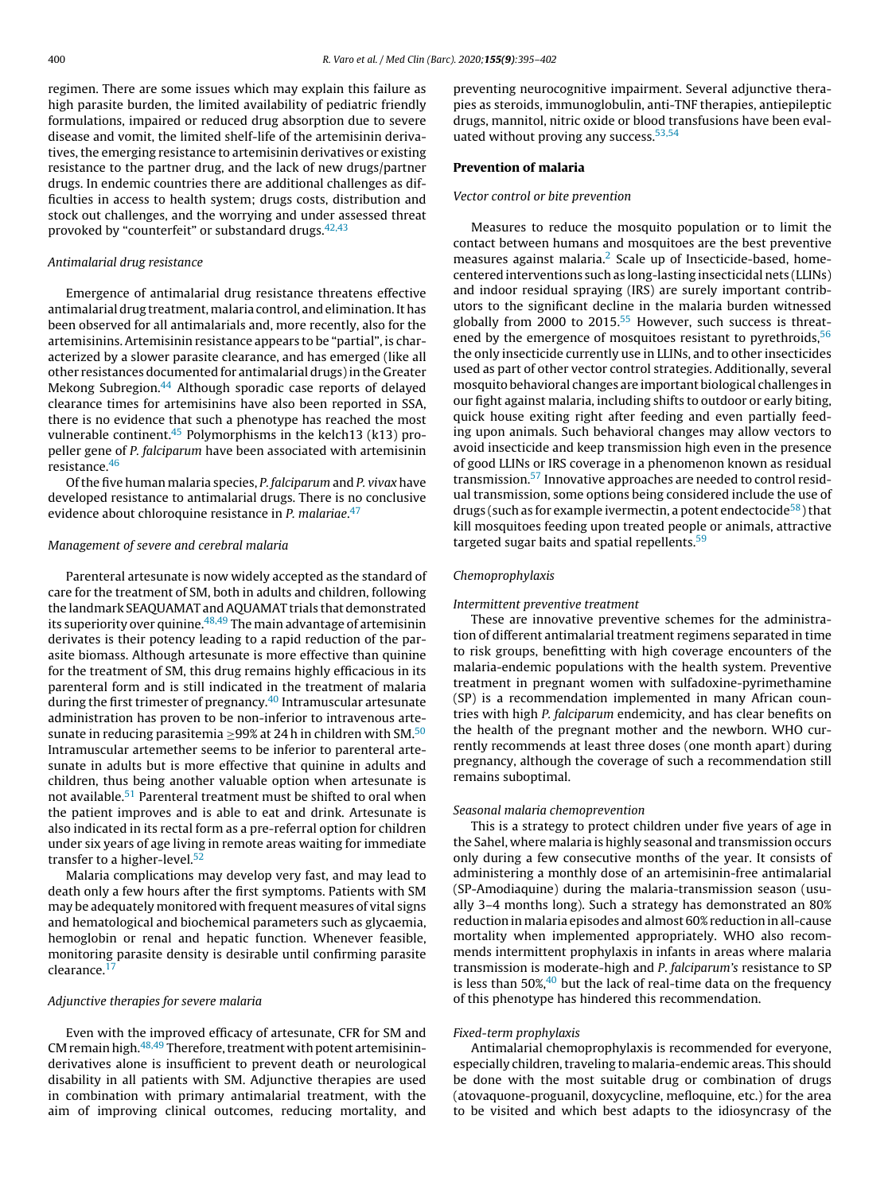regimen. There are some issues which may explain this failure as high parasite burden, the limited availability of pediatric friendly formulations, impaired or reduced drug absorption due to severe disease and vomit, the limited shelf-life of the artemisinin derivatives, the emerging resistance to artemisinin derivatives or existing resistance to the partner drug, and the lack of new drugs/partner drugs. In endemic countries there are additional challenges as difficulties in access to health system; drugs costs, distribution and stock out challenges, and the worrying and under assessed threat provoked by "counterfeit" or substandard drugs.[42,43]

### Antimalarial drug resistance

Emergence of antimalarial drug resistance threatens effective antimalarial drug treatment, malaria control, and elimination. It has been observed for all antimalarials and, more recently, also for the artemisinins. Artemisinin resistance appears to be "partial", is characterized by a slower parasite clearance, and has emerged (like all other resistances documented for antimalarial drugs) in the Greater Mekong Subregion.[44] Although sporadic case reports of delayed clearance times for artemisinins have also been reported in SSA, there is no evidence that such a phenotype has reached the most vulnerable continent.[45] Polymorphisms in the kelch13 (k13) propeller gene of *P. falciparum* have been associated with artemisinin resistance.[46]

Of the five human malaria species, *P. falciparum* and *P. vivax* have developed resistance to antimalarial drugs. There is no conclusive evidence about chloroquine resistance in *P. malariae*.[47]

### Management of severe and cerebral malaria

Parenteral artesunate is now widely accepted as the standard of care for the treatment of SM, both in adults and children, following the landmark SEAQUAMAT and AQUAMAT trials that demonstrated its superiority over quinine.[48,49] The main advantage of artemisinin derivates is their potency leading to a rapid reduction of the parasite biomass. Although artesunate is more effective than quinine for the treatment of SM, this drug remains highly efficacious in its parenteral form and is still indicated in the treatment of malaria during the first trimester of pregnancy.[40] Intramuscular artesunate administration has proven to be non-inferior to intravenous artesunate in reducing parasitemia ≥99% at 24 h in children with SM.[50] Intramuscular artemether seems to be inferior to parenteral artesunate in adults but is more effective that quinine in adults and children, thus being another valuable option when artesunate is not available.[51] Parenteral treatment must be shifted to oral when the patient improves and is able to eat and drink. Artesunate is also indicated in its rectal form as a pre-referral option for children under six years of age living in remote areas waiting for immediate transfer to a higher-level.[52]

Malaria complications may develop very fast, and may lead to death only a few hours after the first symptoms. Patients with SM may be adequately monitored with frequent measures of vital signs and hematological and biochemical parameters such as glycaemia, hemoglobin or renal and hepatic function. Whenever feasible, monitoring parasite density is desirable until confirming parasite clearance.[17]

### Adjunctive therapies for severe malaria

Even with the improved efficacy of artesunate, CFR for SM and CM remain high.[48,49] Therefore, treatment with potent artemisinin-derivatives alone is insufficient to prevent death or neurological disability in all patients with SM. Adjunctive therapies are used in combination with primary antimalarial treatment, with the aim of improving clinical outcomes, reducing mortality, and preventing neurocognitive impairment. Several adjunctive therapies as steroids, immunoglobulin, anti-TNF therapies, antiepileptic drugs, mannitol, nitric oxide or blood transfusions have been evaluated without proving any success.[53,54]

## Prevention of malaria

### Vector control or bite prevention

Measures to reduce the mosquito population or to limit the contact between humans and mosquitoes are the best preventive measures against malaria.[2] Scale up of Insecticide-based, home-centered interventions such as long-lasting insecticidal nets (LLINs) and indoor residual spraying (IRS) are surely important contributors to the significant decline in the malaria burden witnessed globally from 2000 to 2015.[55] However, such success is threatened by the emergence of mosquitoes resistant to pyrethroids,[56] the only insecticide currently use in LLINs, and to other insecticides used as part of other vector control strategies. Additionally, several mosquito behavioral changes are important biological challenges in our fight against malaria, including shifts to outdoor or early biting, quick house exiting right after feeding and even partially feeding upon animals. Such behavioral changes may allow vectors to avoid insecticide and keep transmission high even in the presence of good LLINs or IRS coverage in a phenomenon known as residual transmission.[57] Innovative approaches are needed to control residual transmission, some options being considered include the use of drugs (such as for example ivermectin, a potent endectocide[58]) that kill mosquitoes feeding upon treated people or animals, attractive targeted sugar baits and spatial repellents.[59]

### Chemoprophylaxis

#### Intermittent preventive treatment

These are innovative preventive schemes for the administration of different antimalarial treatment regimens separated in time to risk groups, benefitting with high coverage encounters of the malaria-endemic populations with the health system. Preventive treatment in pregnant women with sulfadoxine-pyrimethamine (SP) is a recommendation implemented in many African countries with high *P. falciparum* endemicity, and has clear benefits on the health of the pregnant mother and the newborn. WHO currently recommends at least three doses (one month apart) during pregnancy, although the coverage of such a recommendation still remains suboptimal.

#### Seasonal malaria chemoprevention

This is a strategy to protect children under five years of age in the Sahel, where malaria is highly seasonal and transmission occurs only during a few consecutive months of the year. It consists of administering a monthly dose of an artemisinin-free antimalarial (SP-Amodiaquine) during the malaria-transmission season (usually 3–4 months long). Such a strategy has demonstrated an 80% reduction in malaria episodes and almost 60% reduction in all-cause mortality when implemented appropriately. WHO also recommends intermittent prophylaxis in infants in areas where malaria transmission is moderate-high and *P. falciparum's* resistance to SP is less than 50%,[40] but the lack of real-time data on the frequency of this phenotype has hindered this recommendation.

#### Fixed-term prophylaxis

Antimalarial chemoprophylaxis is recommended for everyone, especially children, traveling to malaria-endemic areas. This should be done with the most suitable drug or combination of drugs (atovaquone-proguanil, doxycycline, mefloquine, etc.) for the area to be visited and which best adapts to the idiosyncrasy of the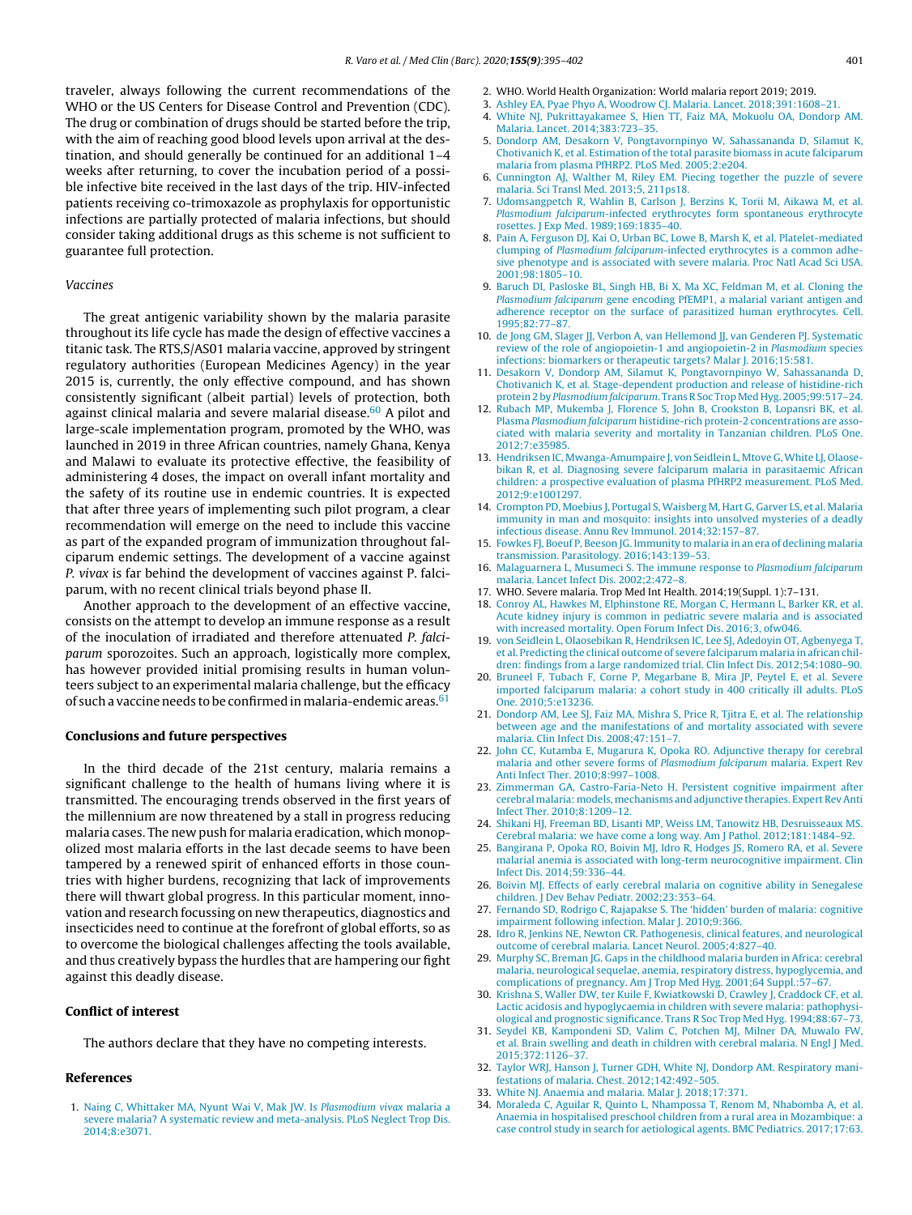traveler, always following the current recommendations of the WHO or the US Centers for Disease Control and Prevention (CDC). The drug or combination of drugs should be started before the trip, with the aim of reaching good blood levels upon arrival at the destination, and should generally be continued for an additional 1–4 weeks after returning, to cover the incubation period of a possible infective bite received in the last days of the trip. HIV-infected patients receiving co-trimoxazole as prophylaxis for opportunistic infections are partially protected of malaria infections, but should consider taking additional drugs as this scheme is not sufficient to guarantee full protection.

### Vaccines

The great antigenic variability shown by the malaria parasite throughout its life cycle has made the design of effective vaccines a titanic task. The RTS,S/AS01 malaria vaccine, approved by stringent regulatory authorities (European Medicines Agency) in the year 2015 is, currently, the only effective compound, and has shown consistently significant (albeit partial) levels of protection, both against clinical malaria and severe malarial disease.[60] A pilot and large-scale implementation program, promoted by the WHO, was launched in 2019 in three African countries, namely Ghana, Kenya and Malawi to evaluate its protective effective, the feasibility of administering 4 doses, the impact on overall infant mortality and the safety of its routine use in endemic countries. It is expected that after three years of implementing such pilot program, a clear recommendation will emerge on the need to include this vaccine as part of the expanded program of immunization throughout falciparum endemic settings. The development of a vaccine against *P. vivax* is far behind the development of vaccines against P. falciparum, with no recent clinical trials beyond phase II.

Another approach to the development of an effective vaccine, consists on the attempt to develop an immune response as a result of the inoculation of irradiated and therefore attenuated *P. falciparum* sporozoites. Such an approach, logistically more complex, has however provided initial promising results in human volunteers subject to an experimental malaria challenge, but the efficacy of such a vaccine needs to be confirmed in malaria-endemic areas.[61]

## Conclusions and future perspectives

In the third decade of the 21st century, malaria remains a significant challenge to the health of humans living where it is transmitted. The encouraging trends observed in the first years of the millennium are now threatened by a stall in progress reducing malaria cases. The new push for malaria eradication, which monopolized most malaria efforts in the last decade seems to have been tampered by a renewed spirit of enhanced efforts in those countries with higher burdens, recognizing that lack of improvements there will thwart global progress. In this particular moment, innovation and research focussing on new therapeutics, diagnostics and insecticides need to continue at the forefront of global efforts, so as to overcome the biological challenges affecting the tools available, and thus creatively bypass the hurdles that are hampering our fight against this deadly disease.

## Conflict of interest

The authors declare that they have no competing interests.

## References

1. Naing C, Whittaker MA, Nyunt Wai V, Mak JW. Is *Plasmodium vivax* malaria a severe malaria? A systematic review and meta-analysis. PLoS Neglect Trop Dis. 2014;8:e3071.
2. WHO. World Health Organization: World malaria report 2019; 2019.
3. Ashley EA, Pyae Phyo A, Woodrow CJ. Malaria. Lancet. 2018;391:1608–21.
4. White NJ, Pukrittayakamee S, Hien TT, Faiz MA, Mokuolu OA, Dondorp AM. Malaria. Lancet. 2014;383:723–35.
5. Dondorp AM, Desakorn V, Pongtavornpinyo W, Sahassananda D, Silamut K, Chotivanich K, et al. Estimation of the total parasite biomass in acute falciparum malaria from plasma PfHRP2. PLoS Med. 2005;2:e204.
6. Cunnington AJ, Walther M, Riley EM. Piecing together the puzzle of severe malaria. Sci Transl Med. 2013;5, 211ps18.
7. Udomsangpetch R, Wahlin B, Carlson J, Berzins K, Torii M, Aikawa M, et al. *Plasmodium falciparum*-infected erythrocytes form spontaneous erythrocyte rosettes. J Exp Med. 1989;169:1835–40.
8. Pain A, Ferguson DJ, Kai O, Urban BC, Lowe B, Marsh K, et al. Platelet-mediated clumping of *Plasmodium falciparum*-infected erythrocytes is a common adhesive phenotype and is associated with severe malaria. Proc Natl Acad Sci USA. 2001;98:1805–10.
9. Baruch DI, Pasloske BL, Singh HB, Bi X, Ma XC, Feldman M, et al. Cloning the *Plasmodium falciparum* gene encoding PfEMP1, a malarial variant antigen and adherence receptor on the surface of parasitized human erythrocytes. Cell. 1995;82:77–87.
10. de Jong GM, Slager JJ, Verbon A, van Hellemond JJ, van Genderen PJ. Systematic review of the role of angiopoietin-1 and angiopoietin-2 in *Plasmodium* species infections: biomarkers or therapeutic targets? Malar J. 2016;15:581.
11. Desakorn V, Dondorp AM, Silamut K, Pongtavornpinyo W, Sahassananda D, Chotivanich K, et al. Stage-dependent production and release of histidine-rich protein 2 by *Plasmodium falciparum*. Trans R Soc Trop Med Hyg. 2005;99:517–24.
12. Rubach MP, Mukemba J, Florence S, John B, Crookston B, Lopansri BK, et al. Plasma *Plasmodium falciparum* histidine-rich protein-2 concentrations are associated with malaria severity and mortality in Tanzanian children. PLoS One. 2012;7:e35985.
13. Hendriksen IC, Mwanga-Amumpaire J, von Seidlein L, Mtove G, White LJ, Olaosebikan R, et al. Diagnosing severe falciparum malaria in parasitaemic African children: a prospective evaluation of plasma PfHRP2 measurement. PLoS Med. 2012;9:e1001297.
14. Crompton PD, Moebius J, Portugal S, Waisberg M, Hart G, Garver LS, et al. Malaria immunity in man and mosquito: insights into unsolved mysteries of a deadly infectious disease. Annu Rev Immunol. 2014;32:157–87.
15. Fowkes FJ, Boeuf P, Beeson JG. Immunity to malaria in an era of declining malaria transmission. Parasitology. 2016;143:139–53.
16. Malaguarnera L, Musumeci S. The immune response to *Plasmodium falciparum* malaria. Lancet Infect Dis. 2002;2:472–8.
17. WHO. Severe malaria. Trop Med Int Health. 2014;19(Suppl. 1):7–131.
18. Conroy AL, Hawkes M, Elphinstone RE, Morgan C, Hermann L, Barker KR, et al. Acute kidney injury is common in pediatric severe malaria and is associated with increased mortality. Open Forum Infect Dis. 2016;3, ofw046.
19. von Seidlein L, Olaosebikan R, Hendriksen IC, Lee SJ, Adedoyin OT, Agbenyega T, et al. Predicting the clinical outcome of severe falciparum malaria in african children: findings from a large randomized trial. Clin Infect Dis. 2012;54:1080–90.
20. Bruneel F, Tubach F, Corne P, Megarbane B, Mira JP, Peytel E, et al. Severe imported falciparum malaria: a cohort study in 400 critically ill adults. PLoS One. 2010;5:e13236.
21. Dondorp AM, Lee SJ, Faiz MA, Mishra S, Price R, Tjitra E, et al. The relationship between age and the manifestations of and mortality associated with severe malaria. Clin Infect Dis. 2008;47:151–7.
22. John CC, Kutamba E, Mugarura K, Opoka RO. Adjunctive therapy for cerebral malaria and other severe forms of *Plasmodium falciparum* malaria. Expert Rev Anti Infect Ther. 2010;8:997–1008.
23. Zimmerman GA, Castro-Faria-Neto H. Persistent cognitive impairment after cerebral malaria: models, mechanisms and adjunctive therapies. Expert Rev Anti Infect Ther. 2010;8:1209–12.
24. Shikani HJ, Freeman BD, Lisanti MP, Weiss LM, Tanowitz HB, Desruisseaux MS. Cerebral malaria: we have come a long way. Am J Pathol. 2012;181:1484–92.
25. Bangirana P, Opoka RO, Boivin MJ, Idro R, Hodges JS, Romero RA, et al. Severe malarial anemia is associated with long-term neurocognitive impairment. Clin Infect Dis. 2014;59:336–44.
26. Boivin MJ. Effects of early cerebral malaria on cognitive ability in Senegalese children. J Dev Behav Pediatr. 2002;23:353–64.
27. Fernando SD, Rodrigo C, Rajapakse S. The 'hidden' burden of malaria: cognitive impairment following infection. Malar J. 2010;9:366.
28. Idro R, Jenkins NE, Newton CR. Pathogenesis, clinical features, and neurological outcome of cerebral malaria. Lancet Neurol. 2005;4:827–40.
29. Murphy SC, Breman JG. Gaps in the childhood malaria burden in Africa: cerebral malaria, neurological sequelae, anemia, respiratory distress, hypoglycemia, and complications of pregnancy. Am J Trop Med Hyg. 2001;64 Suppl.:57–67.
30. Krishna S, Waller DW, ter Kuile F, Kwiatkowski D, Crawley J, Craddock CF, et al. Lactic acidosis and hypoglycaemia in children with severe malaria: pathophysiological and prognostic significance. Trans R Soc Trop Med Hyg. 1994;88:67–73.
31. Seydel KB, Kampondeni SD, Valim C, Potchen MJ, Milner DA, Muwalo FW, et al. Brain swelling and death in children with cerebral malaria. N Engl J Med. 2015;372:1126–37.
32. Taylor WRJ, Hanson J, Turner GDH, White NJ, Dondorp AM. Respiratory manifestations of malaria. Chest. 2012;142:492–505.
33. White NJ. Anaemia and malaria. Malar J. 2018;17:371.
34. Moraleda C, Aguilar R, Quinto L, Nhampossa T, Renom M, Nhabomba A, et al. Anaemia in hospitalised preschool children from a rural area in Mozambique: a case control study in search for aetiological agents. BMC Pediatrics. 2017;17:63.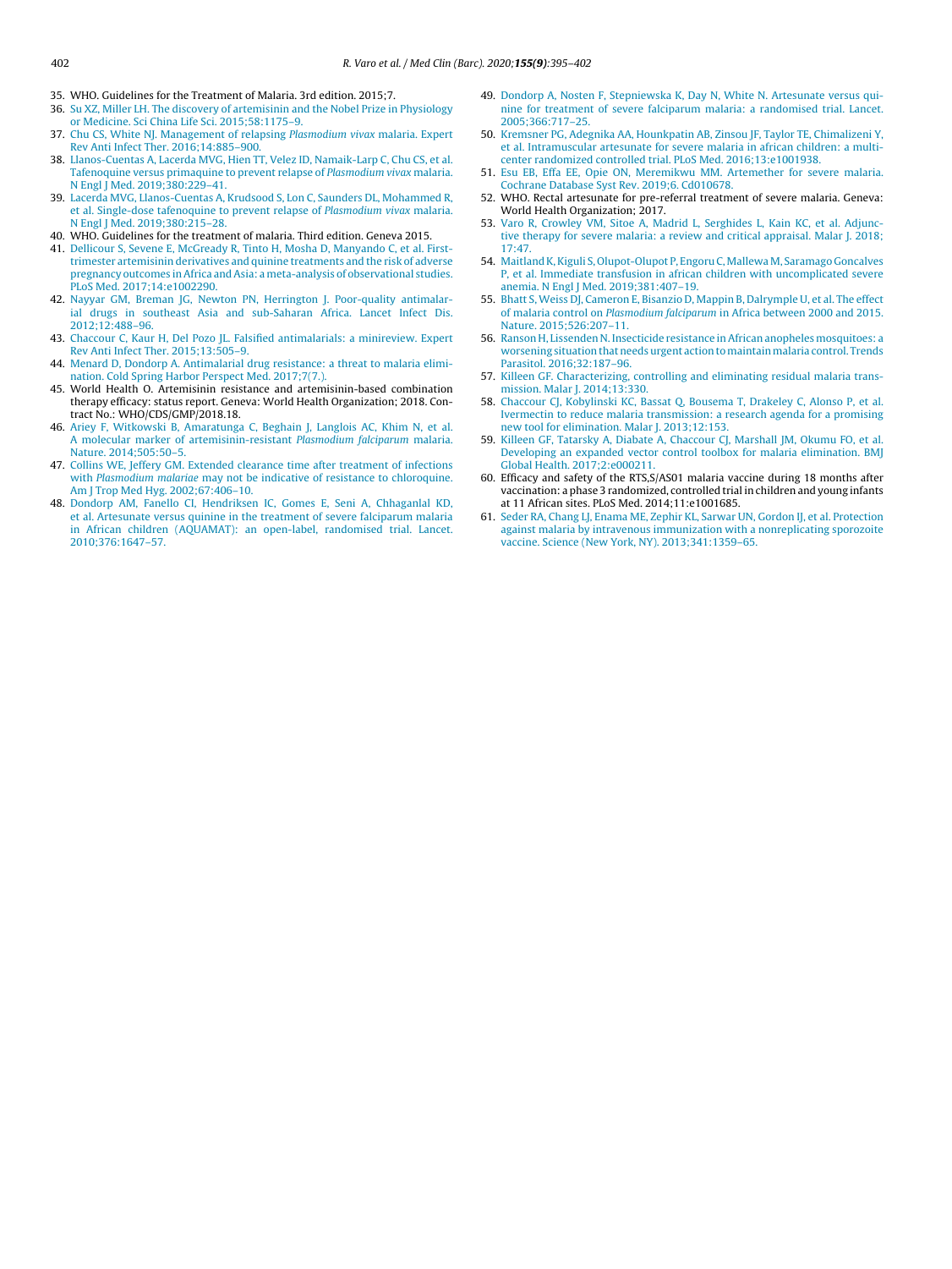35. WHO. Guidelines for the Treatment of Malaria. 3rd edition. 2015;7.
36. Su XZ, Miller LH. The discovery of artemisinin and the Nobel Prize in Physiology or Medicine. Sci China Life Sci. 2015;58:1175–9.
37. Chu CS, White NJ. Management of relapsing *Plasmodium vivax* malaria. Expert Rev Anti Infect Ther. 2016;14:885–900.
38. Llanos-Cuentas A, Lacerda MVG, Hien TT, Velez ID, Namaik-Larp C, Chu CS, et al. Tafenoquine versus primaquine to prevent relapse of *Plasmodium vivax* malaria. N Engl J Med. 2019;380:229–41.
39. Lacerda MVG, Llanos-Cuentas A, Krudsood S, Lon C, Saunders DL, Mohammed R, et al. Single-dose tafenoquine to prevent relapse of *Plasmodium vivax* malaria. N Engl J Med. 2019;380:215–28.
40. WHO. Guidelines for the treatment of malaria. Third edition. Geneva 2015.
41. Dellicour S, Sevene E, McGready R, Tinto H, Mosha D, Manyando C, et al. First-trimester artemisinin derivatives and quinine treatments and the risk of adverse pregnancy outcomes in Africa and Asia: a meta-analysis of observational studies. PLoS Med. 2017;14:e1002290.
42. Nayyar GM, Breman JG, Newton PN, Herrington J. Poor-quality antimalarial drugs in southeast Asia and sub-Saharan Africa. Lancet Infect Dis. 2012;12:488–96.
43. Chaccour C, Kaur H, Del Pozo JL. Falsified antimalarials: a minireview. Expert Rev Anti Infect Ther. 2015;13:505–9.
44. Menard D, Dondorp A. Antimalarial drug resistance: a threat to malaria elimination. Cold Spring Harbor Perspect Med. 2017;7(7.).
45. World Health O. Artemisinin resistance and artemisinin-based combination therapy efficacy: status report. Geneva: World Health Organization; 2018. Contract No.: WHO/CDS/GMP/2018.18.
46. Ariey F, Witkowski B, Amaratunga C, Beghain J, Langlois AC, Khim N, et al. A molecular marker of artemisinin-resistant *Plasmodium falciparum* malaria. Nature. 2014;505:50–5.
47. Collins WE, Jeffery GM. Extended clearance time after treatment of infections with *Plasmodium malariae* may not be indicative of resistance to chloroquine. Am J Trop Med Hyg. 2002;67:406–10.
48. Dondorp AM, Fanello CI, Hendriksen IC, Gomes E, Seni A, Chhaganlal KD, et al. Artesunate versus quinine in the treatment of severe falciparum malaria in African children (AQUAMAT): an open-label, randomised trial. Lancet. 2010;376:1647–57.
49. Dondorp A, Nosten F, Stepniewska K, Day N, White N. Artesunate versus quinine for treatment of severe falciparum malaria: a randomised trial. Lancet. 2005;366:717–25.
50. Kremsner PG, Adegnika AA, Hounkpatin AB, Zinsou JF, Taylor TE, Chimalizeni Y, et al. Intramuscular artesunate for severe malaria in african children: a multicenter randomized controlled trial. PLoS Med. 2016;13:e1001938.
51. Esu EB, Effa EE, Opie ON, Meremikwu MM. Artemether for severe malaria. Cochrane Database Syst Rev. 2019;6. Cd010678.
52. WHO. Rectal artesunate for pre-referral treatment of severe malaria. Geneva: World Health Organization; 2017.
53. Varo R, Crowley VM, Sitoe A, Madrid L, Serghides L, Kain KC, et al. Adjunctive therapy for severe malaria: a review and critical appraisal. Malar J. 2018;17:47.
54. Maitland K, Kiguli S, Olupot-Olupot P, Engoru C, Mallewa M, Saramago Goncalves P, et al. Immediate transfusion in african children with uncomplicated severe anemia. N Engl J Med. 2019;381:407–19.
55. Bhatt S, Weiss DJ, Cameron E, Bisanzio D, Mappin B, Dalrymple U, et al. The effect of malaria control on *Plasmodium falciparum* in Africa between 2000 and 2015. Nature. 2015;526:207–11.
56. Ranson H, Lissenden N. Insecticide resistance in African anopheles mosquitoes: a worsening situation that needs urgent action to maintain malaria control. Trends Parasitol. 2016;32:187–96.
57. Killeen GF. Characterizing, controlling and eliminating residual malaria transmission. Malar J. 2014;13:330.
58. Chaccour CJ, Kobylinski KC, Bassat Q, Bousema T, Drakeley C, Alonso P, et al. Ivermectin to reduce malaria transmission: a research agenda for a promising new tool for elimination. Malar J. 2013;12:153.
59. Killeen GF, Tatarsky A, Diabate A, Chaccour CJ, Marshall JM, Okumu FO, et al. Developing an expanded vector control toolbox for malaria elimination. BMJ Global Health. 2017;2:e000211.
60. Efficacy and safety of the RTS,S/AS01 malaria vaccine during 18 months after vaccination: a phase 3 randomized, controlled trial in children and young infants at 11 African sites. PLoS Med. 2014;11:e1001685.
61. Seder RA, Chang LJ, Enama ME, Zephir KL, Sarwar UN, Gordon IJ, et al. Protection against malaria by intravenous immunization with a nonreplicating sporozoite vaccine. Science (New York, NY). 2013;341:1359–65.